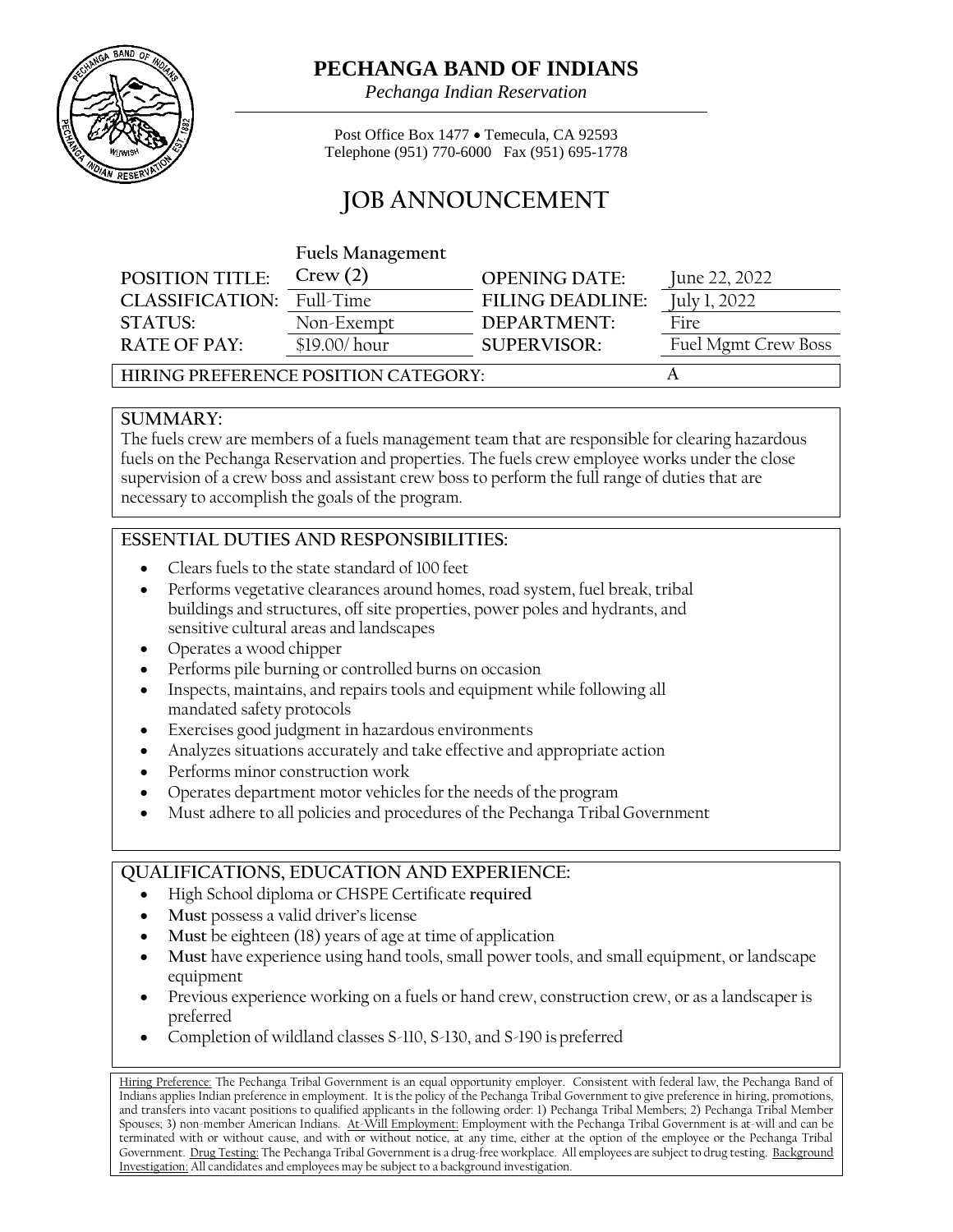# PECHANGA BAND OF INDIANS

*Pechanga Indian Reservation*

Post Office Box 1477 • Temecula, CA 92593
Telephone (951) 770-6000 Fax (951) 695-1778

## JOB ANNOUNCEMENT

| | | | |
|---|---|---|---|
| **POSITION TITLE:** | **Fuels Management Crew (2)** | **OPENING DATE:** | June 22, 2022 |
| **CLASSIFICATION:** | Full-Time | **FILING DEADLINE:** | July 1, 2022 |
| **STATUS:** | Non-Exempt | **DEPARTMENT:** | Fire |
| **RATE OF PAY:** | $19.00/ hour | **SUPERVISOR:** | Fuel Mgmt Crew Boss |
| **HIRING PREFERENCE POSITION CATEGORY:** | | | A |

### SUMMARY:

The fuels crew are members of a fuels management team that are responsible for clearing hazardous fuels on the Pechanga Reservation and properties. The fuels crew employee works under the close supervision of a crew boss and assistant crew boss to perform the full range of duties that are necessary to accomplish the goals of the program.

### ESSENTIAL DUTIES AND RESPONSIBILITIES:

- Clears fuels to the state standard of 100 feet
- Performs vegetative clearances around homes, road system, fuel break, tribal buildings and structures, off site properties, power poles and hydrants, and sensitive cultural areas and landscapes
- Operates a wood chipper
- Performs pile burning or controlled burns on occasion
- Inspects, maintains, and repairs tools and equipment while following all mandated safety protocols
- Exercises good judgment in hazardous environments
- Analyzes situations accurately and take effective and appropriate action
- Performs minor construction work
- Operates department motor vehicles for the needs of the program
- Must adhere to all policies and procedures of the Pechanga Tribal Government

### QUALIFICATIONS, EDUCATION AND EXPERIENCE:

- High School diploma or CHSPE Certificate **required**
- **Must** possess a valid driver's license
- **Must** be eighteen (18) years of age at time of application
- **Must** have experience using hand tools, small power tools, and small equipment, or landscape equipment
- Previous experience working on a fuels or hand crew, construction crew, or as a landscaper is preferred
- Completion of wildland classes S-110, S-130, and S-190 is preferred

Hiring Preference: The Pechanga Tribal Government is an equal opportunity employer. Consistent with federal law, the Pechanga Band of Indians applies Indian preference in employment. It is the policy of the Pechanga Tribal Government to give preference in hiring, promotions, and transfers into vacant positions to qualified applicants in the following order: 1) Pechanga Tribal Members; 2) Pechanga Tribal Member Spouses; 3) non-member American Indians. At-Will Employment: Employment with the Pechanga Tribal Government is at-will and can be terminated with or without cause, and with or without notice, at any time, either at the option of the employee or the Pechanga Tribal Government. Drug Testing: The Pechanga Tribal Government is a drug-free workplace. All employees are subject to drug testing. Background Investigation: All candidates and employees may be subject to a background investigation.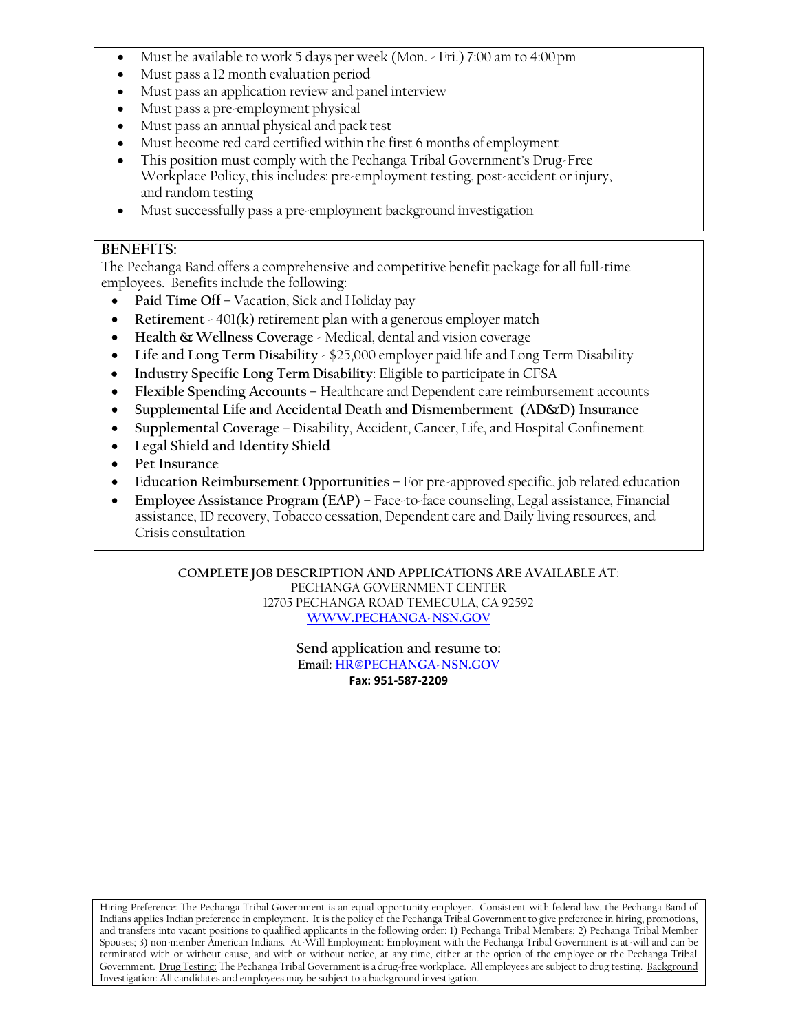- Must be available to work 5 days per week (Mon. - Fri.) 7:00 am to 4:00 pm
- Must pass a 12 month evaluation period
- Must pass an application review and panel interview
- Must pass a pre-employment physical
- Must pass an annual physical and pack test
- Must become red card certified within the first 6 months of employment
- This position must comply with the Pechanga Tribal Government's Drug-Free Workplace Policy, this includes: pre-employment testing, post-accident or injury, and random testing
- Must successfully pass a pre-employment background investigation

**BENEFITS:**

The Pechanga Band offers a comprehensive and competitive benefit package for all full-time employees. Benefits include the following:

- **Paid Time Off** – Vacation, Sick and Holiday pay
- **Retirement** - 401(k) retirement plan with a generous employer match
- **Health & Wellness Coverage** - Medical, dental and vision coverage
- **Life and Long Term Disability** - $25,000 employer paid life and Long Term Disability
- **Industry Specific Long Term Disability**: Eligible to participate in CFSA
- **Flexible Spending Accounts** – Healthcare and Dependent care reimbursement accounts
- **Supplemental Life and Accidental Death and Dismemberment (AD&D) Insurance**
- **Supplemental Coverage** – Disability, Accident, Cancer, Life, and Hospital Confinement
- **Legal Shield and Identity Shield**
- **Pet Insurance**
- **Education Reimbursement Opportunities** – For pre-approved specific, job related education
- **Employee Assistance Program (EAP)** – Face-to-face counseling, Legal assistance, Financial assistance, ID recovery, Tobacco cessation, Dependent care and Daily living resources, and Crisis consultation

**COMPLETE JOB DESCRIPTION AND APPLICATIONS ARE AVAILABLE AT**:
PECHANGA GOVERNMENT CENTER
12705 PECHANGA ROAD TEMECULA, CA 92592
WWW.PECHANGA-NSN.GOV

**Send application and resume to:**
**Email: HR@PECHANGA-NSN.GOV**
**Fax: 951-587-2209**

Hiring Preference: The Pechanga Tribal Government is an equal opportunity employer. Consistent with federal law, the Pechanga Band of Indians applies Indian preference in employment. It is the policy of the Pechanga Tribal Government to give preference in hiring, promotions, and transfers into vacant positions to qualified applicants in the following order: 1) Pechanga Tribal Members; 2) Pechanga Tribal Member Spouses; 3) non-member American Indians. At-Will Employment: Employment with the Pechanga Tribal Government is at-will and can be terminated with or without cause, and with or without notice, at any time, either at the option of the employee or the Pechanga Tribal Government. Drug Testing: The Pechanga Tribal Government is a drug-free workplace. All employees are subject to drug testing. Background Investigation: All candidates and employees may be subject to a background investigation.